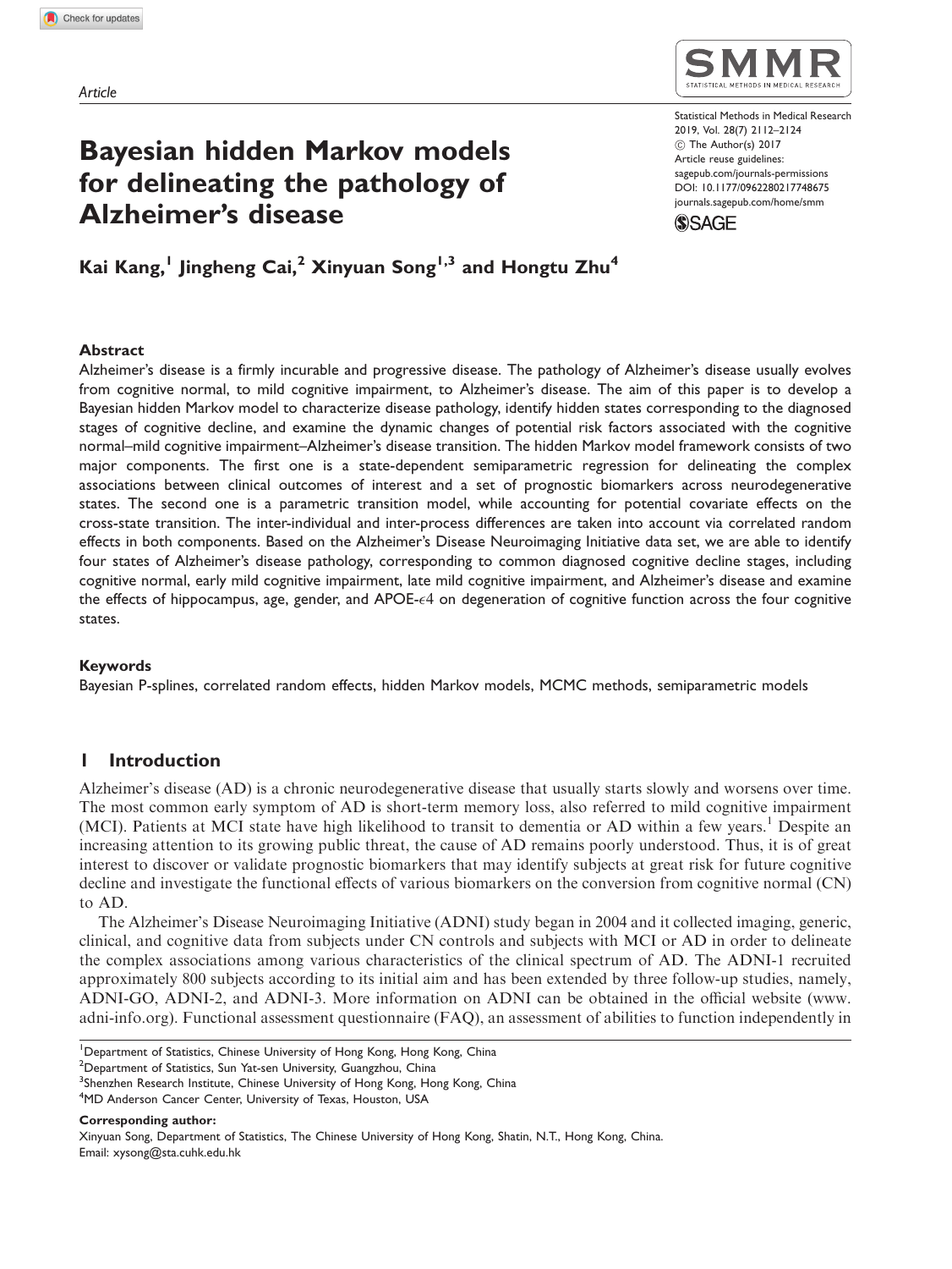Article

# Bayesian hidden Markov models for delineating the pathology of Alzheimer's disease

Kai Kang,[1] Jingheng Cai,[2] Xinyuan Song[1,3] and Hongtu Zhu[4]

### Abstract

Alzheimer's disease is a firmly incurable and progressive disease. The pathology of Alzheimer's disease usually evolves from cognitive normal, to mild cognitive impairment, to Alzheimer's disease. The aim of this paper is to develop a Bayesian hidden Markov model to characterize disease pathology, identify hidden states corresponding to the diagnosed stages of cognitive decline, and examine the dynamic changes of potential risk factors associated with the cognitive normal–mild cognitive impairment–Alzheimer's disease transition. The hidden Markov model framework consists of two major components. The first one is a state-dependent semiparametric regression for delineating the complex associations between clinical outcomes of interest and a set of prognostic biomarkers across neurodegenerative states. The second one is a parametric transition model, while accounting for potential covariate effects on the cross-state transition. The inter-individual and inter-process differences are taken into account via correlated random effects in both components. Based on the Alzheimer's Disease Neuroimaging Initiative data set, we are able to identify four states of Alzheimer's disease pathology, corresponding to common diagnosed cognitive decline stages, including cognitive normal, early mild cognitive impairment, late mild cognitive impairment, and Alzheimer's disease and examine the effects of hippocampus, age, gender, and APOE-$\epsilon 4$ on degeneration of cognitive function across the four cognitive states.

### Keywords

Bayesian P-splines, correlated random effects, hidden Markov models, MCMC methods, semiparametric models

## 1 Introduction

Alzheimer's disease (AD) is a chronic neurodegenerative disease that usually starts slowly and worsens over time. The most common early symptom of AD is short-term memory loss, also referred to mild cognitive impairment (MCI). Patients at MCI state have high likelihood to transit to dementia or AD within a few years.[1] Despite an increasing attention to its growing public threat, the cause of AD remains poorly understood. Thus, it is of great interest to discover or validate prognostic biomarkers that may identify subjects at great risk for future cognitive decline and investigate the functional effects of various biomarkers on the conversion from cognitive normal (CN) to AD.

The Alzheimer's Disease Neuroimaging Initiative (ADNI) study began in 2004 and it collected imaging, generic, clinical, and cognitive data from subjects under CN controls and subjects with MCI or AD in order to delineate the complex associations among various characteristics of the clinical spectrum of AD. The ADNI-1 recruited approximately 800 subjects according to its initial aim and has been extended by three follow-up studies, namely, ADNI-GO, ADNI-2, and ADNI-3. More information on ADNI can be obtained in the official website (www.adni-info.org). Functional assessment questionnaire (FAQ), an assessment of abilities to function independently in

[1]Department of Statistics, Chinese University of Hong Kong, Hong Kong, China
[2]Department of Statistics, Sun Yat-sen University, Guangzhou, China
[3]Shenzhen Research Institute, Chinese University of Hong Kong, Hong Kong, China
[4]MD Anderson Cancer Center, University of Texas, Houston, USA

**Corresponding author:**
Xinyuan Song, Department of Statistics, The Chinese University of Hong Kong, Shatin, N.T., Hong Kong, China.
Email: xysong@sta.cuhk.edu.hk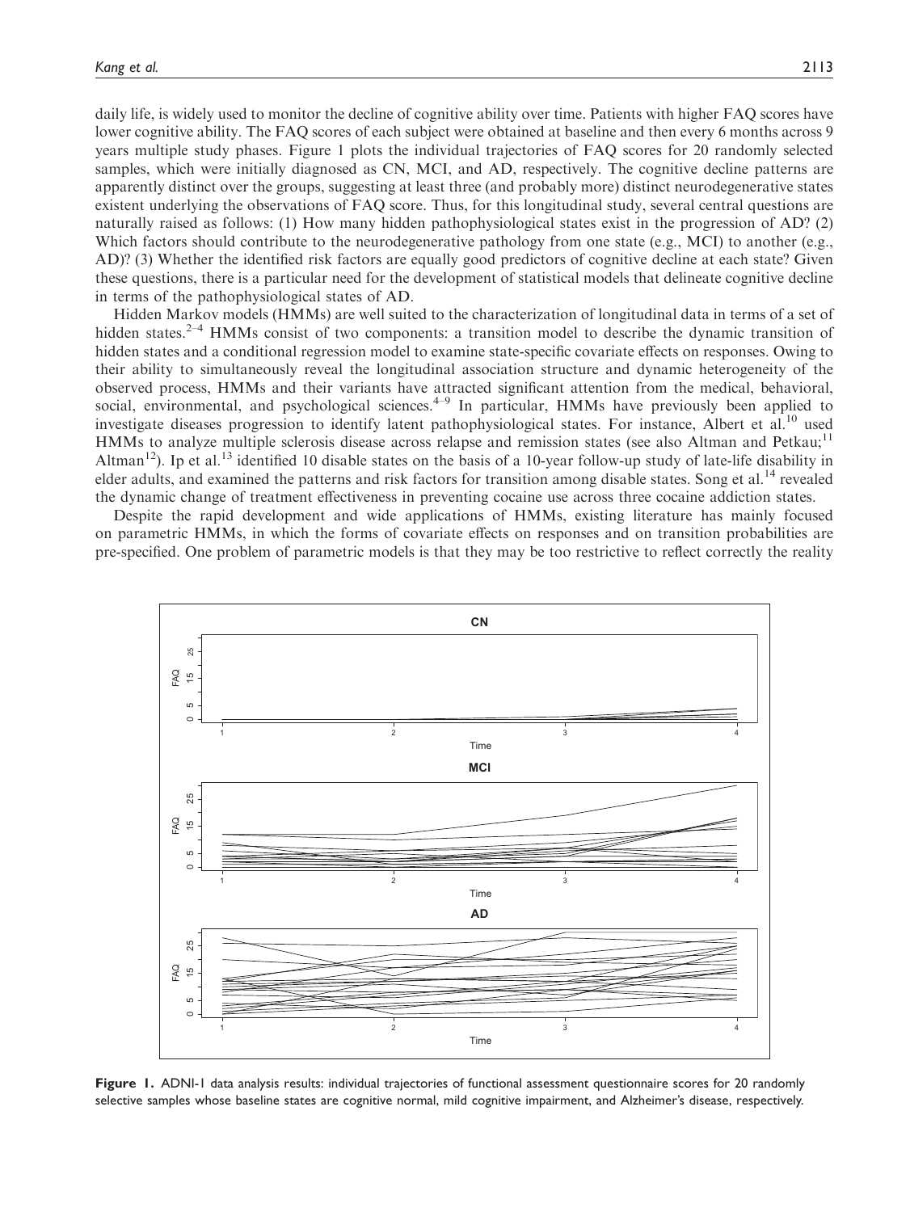daily life, is widely used to monitor the decline of cognitive ability over time. Patients with higher FAQ scores have lower cognitive ability. The FAQ scores of each subject were obtained at baseline and then every 6 months across 9 years multiple study phases. Figure 1 plots the individual trajectories of FAQ scores for 20 randomly selected samples, which were initially diagnosed as CN, MCI, and AD, respectively. The cognitive decline patterns are apparently distinct over the groups, suggesting at least three (and probably more) distinct neurodegenerative states existent underlying the observations of FAQ score. Thus, for this longitudinal study, several central questions are naturally raised as follows: (1) How many hidden pathophysiological states exist in the progression of AD? (2) Which factors should contribute to the neurodegenerative pathology from one state (e.g., MCI) to another (e.g., AD)? (3) Whether the identified risk factors are equally good predictors of cognitive decline at each state? Given these questions, there is a particular need for the development of statistical models that delineate cognitive decline in terms of the pathophysiological states of AD.

Hidden Markov models (HMMs) are well suited to the characterization of longitudinal data in terms of a set of hidden states.[2–4] HMMs consist of two components: a transition model to describe the dynamic transition of hidden states and a conditional regression model to examine state-specific covariate effects on responses. Owing to their ability to simultaneously reveal the longitudinal association structure and dynamic heterogeneity of the observed process, HMMs and their variants have attracted significant attention from the medical, behavioral, social, environmental, and psychological sciences.[4–9] In particular, HMMs have previously been applied to investigate diseases progression to identify latent pathophysiological states. For instance, Albert et al.[10] used HMMs to analyze multiple sclerosis disease across relapse and remission states (see also Altman and Petkau;[11] Altman[12]). Ip et al.[13] identified 10 disable states on the basis of a 10-year follow-up study of late-life disability in elder adults, and examined the patterns and risk factors for transition among disable states. Song et al.[14] revealed the dynamic change of treatment effectiveness in preventing cocaine use across three cocaine addiction states.

Despite the rapid development and wide applications of HMMs, existing literature has mainly focused on parametric HMMs, in which the forms of covariate effects on responses and on transition probabilities are pre-specified. One problem of parametric models is that they may be too restrictive to reflect correctly the reality

**Figure 1.** ADNI-1 data analysis results: individual trajectories of functional assessment questionnaire scores for 20 randomly selective samples whose baseline states are cognitive normal, mild cognitive impairment, and Alzheimer's disease, respectively.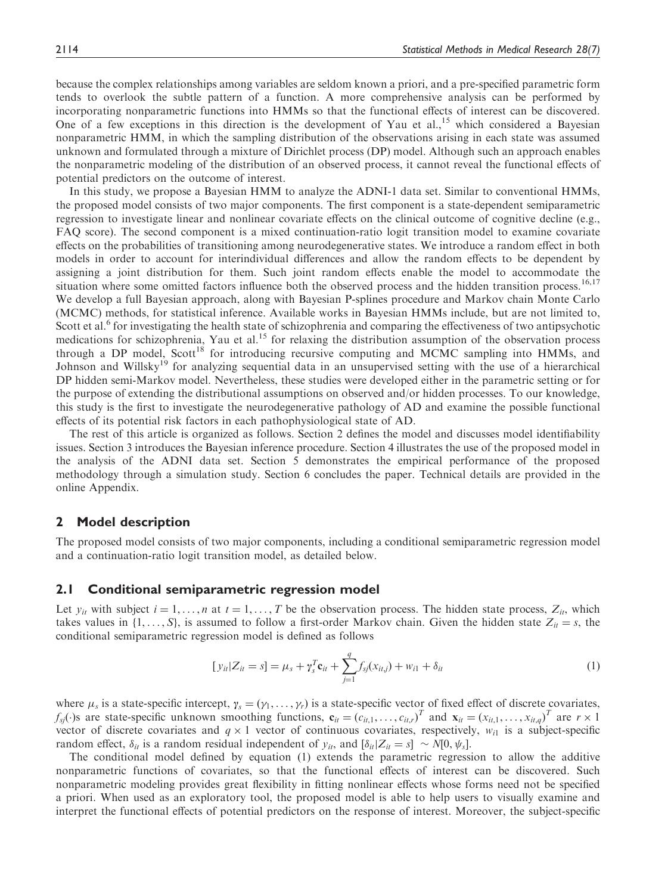because the complex relationships among variables are seldom known a priori, and a pre-specified parametric form tends to overlook the subtle pattern of a function. A more comprehensive analysis can be performed by incorporating nonparametric functions into HMMs so that the functional effects of interest can be discovered. One of a few exceptions in this direction is the development of Yau et al.,[15] which considered a Bayesian nonparametric HMM, in which the sampling distribution of the observations arising in each state was assumed unknown and formulated through a mixture of Dirichlet process (DP) model. Although such an approach enables the nonparametric modeling of the distribution of an observed process, it cannot reveal the functional effects of potential predictors on the outcome of interest.

In this study, we propose a Bayesian HMM to analyze the ADNI-1 data set. Similar to conventional HMMs, the proposed model consists of two major components. The first component is a state-dependent semiparametric regression to investigate linear and nonlinear covariate effects on the clinical outcome of cognitive decline (e.g., FAQ score). The second component is a mixed continuation-ratio logit transition model to examine covariate effects on the probabilities of transitioning among neurodegenerative states. We introduce a random effect in both models in order to account for interindividual differences and allow the random effects to be dependent by assigning a joint distribution for them. Such joint random effects enable the model to accommodate the situation where some omitted factors influence both the observed process and the hidden transition process.[16,17] We develop a full Bayesian approach, along with Bayesian P-splines procedure and Markov chain Monte Carlo (MCMC) methods, for statistical inference. Available works in Bayesian HMMs include, but are not limited to, Scott et al.[6] for investigating the health state of schizophrenia and comparing the effectiveness of two antipsychotic medications for schizophrenia, Yau et al.[15] for relaxing the distribution assumption of the observation process through a DP model, Scott[18] for introducing recursive computing and MCMC sampling into HMMs, and Johnson and Willsky[19] for analyzing sequential data in an unsupervised setting with the use of a hierarchical DP hidden semi-Markov model. Nevertheless, these studies were developed either in the parametric setting or for the purpose of extending the distributional assumptions on observed and/or hidden processes. To our knowledge, this study is the first to investigate the neurodegenerative pathology of AD and examine the possible functional effects of its potential risk factors in each pathophysiological state of AD.

The rest of this article is organized as follows. Section 2 defines the model and discusses model identifiability issues. Section 3 introduces the Bayesian inference procedure. Section 4 illustrates the use of the proposed model in the analysis of the ADNI data set. Section 5 demonstrates the empirical performance of the proposed methodology through a simulation study. Section 6 concludes the paper. Technical details are provided in the online Appendix.

## 2 Model description

The proposed model consists of two major components, including a conditional semiparametric regression model and a continuation-ratio logit transition model, as detailed below.

### 2.1 Conditional semiparametric regression model

Let $y_{it}$ with subject $i = 1, \ldots, n$ at $t = 1, \ldots, T$ be the observation process. The hidden state process, $Z_{it}$, which takes values in $\{1, \ldots, S\}$, is assumed to follow a first-order Markov chain. Given the hidden state $Z_{it} = s$, the conditional semiparametric regression model is defined as follows

$$[y_{it}|Z_{it} = s] = \mu_s + \boldsymbol{\gamma}_s^T \mathbf{c}_{it} + \sum_{j=1}^{q} f_{sj}(x_{it,j}) + w_{i1} + \delta_{it} \tag{1}$$

where $\mu_s$ is a state-specific intercept, $\boldsymbol{\gamma}_s = (\gamma_1, \ldots, \gamma_r)$ is a state-specific vector of fixed effect of discrete covariates, $f_{sj}(\cdot)$s are state-specific unknown smoothing functions, $\mathbf{c}_{it} = (c_{it,1}, \ldots, c_{it,r})^T$ and $\mathbf{x}_{it} = (x_{it,1}, \ldots, x_{it,q})^T$ are $r \times 1$ vector of discrete covariates and $q \times 1$ vector of continuous covariates, respectively, $w_{i1}$ is a subject-specific random effect, $\delta_{it}$ is a random residual independent of $y_{it}$, and $[\delta_{it}|Z_{it} = s] \sim N[0, \psi_s]$.

The conditional model defined by equation (1) extends the parametric regression to allow the additive nonparametric functions of covariates, so that the functional effects of interest can be discovered. Such nonparametric modeling provides great flexibility in fitting nonlinear effects whose forms need not be specified a priori. When used as an exploratory tool, the proposed model is able to help users to visually examine and interpret the functional effects of potential predictors on the response of interest. Moreover, the subject-specific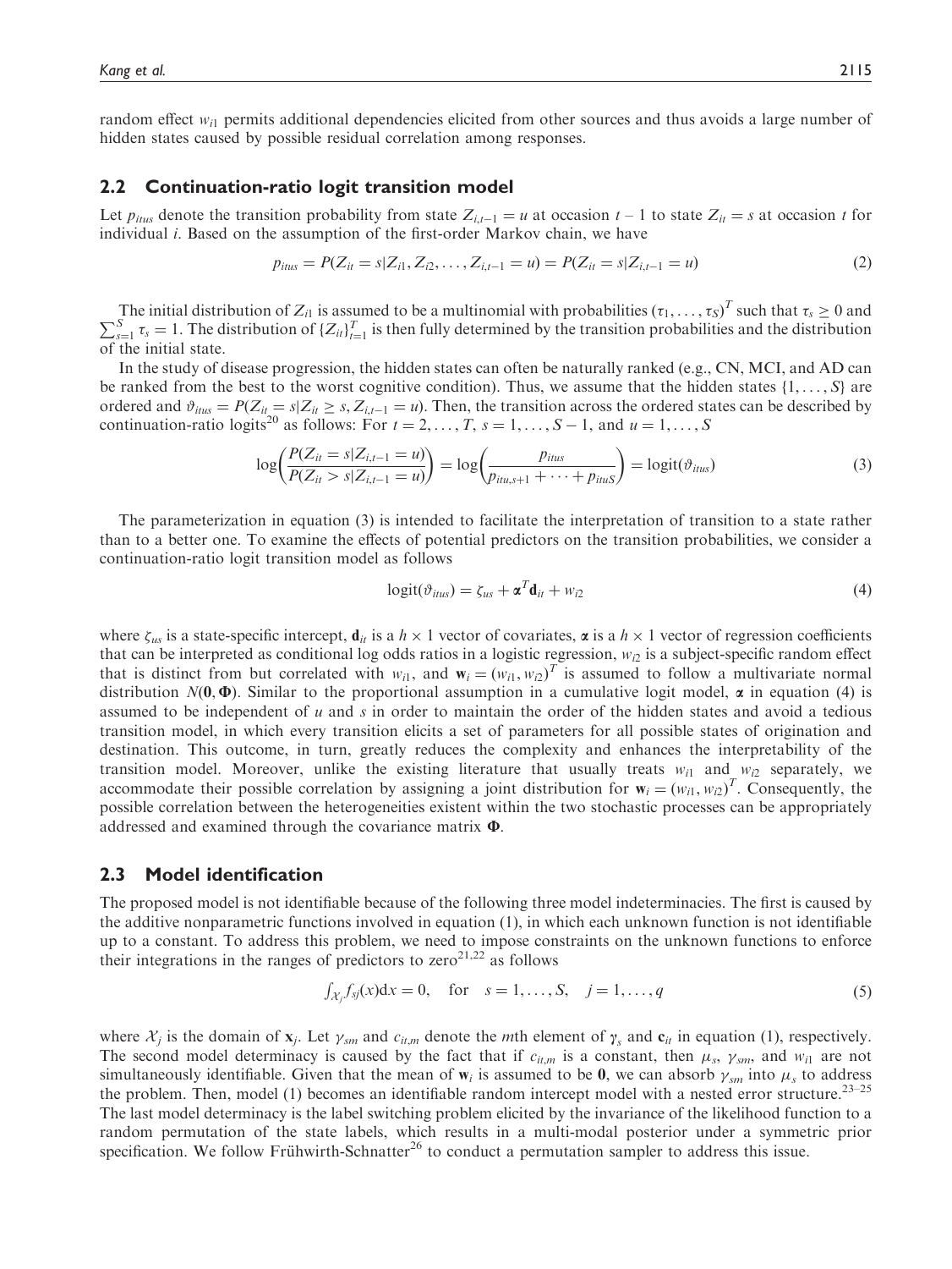random effect $w_{i1}$ permits additional dependencies elicited from other sources and thus avoids a large number of hidden states caused by possible residual correlation among responses.

## 2.2 Continuation-ratio logit transition model

Let $p_{itus}$ denote the transition probability from state $Z_{i,t-1} = u$ at occasion $t - 1$ to state $Z_{it} = s$ at occasion $t$ for individual $i$. Based on the assumption of the first-order Markov chain, we have

$$p_{itus} = P(Z_{it} = s | Z_{i1}, Z_{i2}, \ldots, Z_{i,t-1} = u) = P(Z_{it} = s | Z_{i,t-1} = u) \tag{2}$$

The initial distribution of $Z_{i1}$ is assumed to be a multinomial with probabilities $(\tau_1, \ldots, \tau_S)^T$ such that $\tau_s \geq 0$ and $\sum_{s=1}^{S} \tau_s = 1$. The distribution of $\{Z_{it}\}_{t=1}^{T}$ is then fully determined by the transition probabilities and the distribution of the initial state.

In the study of disease progression, the hidden states can often be naturally ranked (e.g., CN, MCI, and AD can be ranked from the best to the worst cognitive condition). Thus, we assume that the hidden states $\{1, \ldots, S\}$ are ordered and $\vartheta_{itus} = P(Z_{it} = s | Z_{it} \geq s, Z_{i,t-1} = u)$. Then, the transition across the ordered states can be described by continuation-ratio logits[20] as follows: For $t = 2, \ldots, T$, $s = 1, \ldots, S - 1$, and $u = 1, \ldots, S$

$$\log\left(\frac{P(Z_{it} = s | Z_{i,t-1} = u)}{P(Z_{it} > s | Z_{i,t-1} = u)}\right) = \log\left(\frac{p_{itus}}{p_{itu,s+1} + \cdots + p_{ituS}}\right) = \operatorname{logit}(\vartheta_{itus}) \tag{3}$$

The parameterization in equation (3) is intended to facilitate the interpretation of transition to a state rather than to a better one. To examine the effects of potential predictors on the transition probabilities, we consider a continuation-ratio logit transition model as follows

$$\operatorname{logit}(\vartheta_{itus}) = \zeta_{us} + \boldsymbol{\alpha}^T \mathbf{d}_{it} + w_{i2} \tag{4}$$

where $\zeta_{us}$ is a state-specific intercept, $\mathbf{d}_{it}$ is a $h \times 1$ vector of covariates, $\boldsymbol{\alpha}$ is a $h \times 1$ vector of regression coefficients that can be interpreted as conditional log odds ratios in a logistic regression, $w_{i2}$ is a subject-specific random effect that is distinct from but correlated with $w_{i1}$, and $\mathbf{w}_i = (w_{i1}, w_{i2})^T$ is assumed to follow a multivariate normal distribution $N(\mathbf{0}, \boldsymbol{\Phi})$. Similar to the proportional assumption in a cumulative logit model, $\boldsymbol{\alpha}$ in equation (4) is assumed to be independent of $u$ and $s$ in order to maintain the order of the hidden states and avoid a tedious transition model, in which every transition elicits a set of parameters for all possible states of origination and destination. This outcome, in turn, greatly reduces the complexity and enhances the interpretability of the transition model. Moreover, unlike the existing literature that usually treats $w_{i1}$ and $w_{i2}$ separately, we accommodate their possible correlation by assigning a joint distribution for $\mathbf{w}_i = (w_{i1}, w_{i2})^T$. Consequently, the possible correlation between the heterogeneities existent within the two stochastic processes can be appropriately addressed and examined through the covariance matrix $\boldsymbol{\Phi}$.

## 2.3 Model identification

The proposed model is not identifiable because of the following three model indeterminacies. The first is caused by the additive nonparametric functions involved in equation (1), in which each unknown function is not identifiable up to a constant. To address this problem, we need to impose constraints on the unknown functions to enforce their integrations in the ranges of predictors to zero[21,22] as follows

$$\int_{\mathcal{X}_j} f_{sj}(x) \mathrm{d}x = 0, \quad \text{for} \quad s = 1, \ldots, S, \quad j = 1, \ldots, q \tag{5}$$

where $\mathcal{X}_j$ is the domain of $\mathbf{x}_j$. Let $\gamma_{sm}$ and $c_{it,m}$ denote the $m$th element of $\boldsymbol{\gamma}_s$ and $\mathbf{c}_{it}$ in equation (1), respectively. The second model determinacy is caused by the fact that if $c_{it,m}$ is a constant, then $\mu_s$, $\gamma_{sm}$, and $w_{i1}$ are not simultaneously identifiable. Given that the mean of $\mathbf{w}_i$ is assumed to be $\mathbf{0}$, we can absorb $\gamma_{sm}$ into $\mu_s$ to address the problem. Then, model (1) becomes an identifiable random intercept model with a nested error structure.[23–25] The last model determinacy is the label switching problem elicited by the invariance of the likelihood function to a random permutation of the state labels, which results in a multi-modal posterior under a symmetric prior specification. We follow Frühwirth-Schnatter[26] to conduct a permutation sampler to address this issue.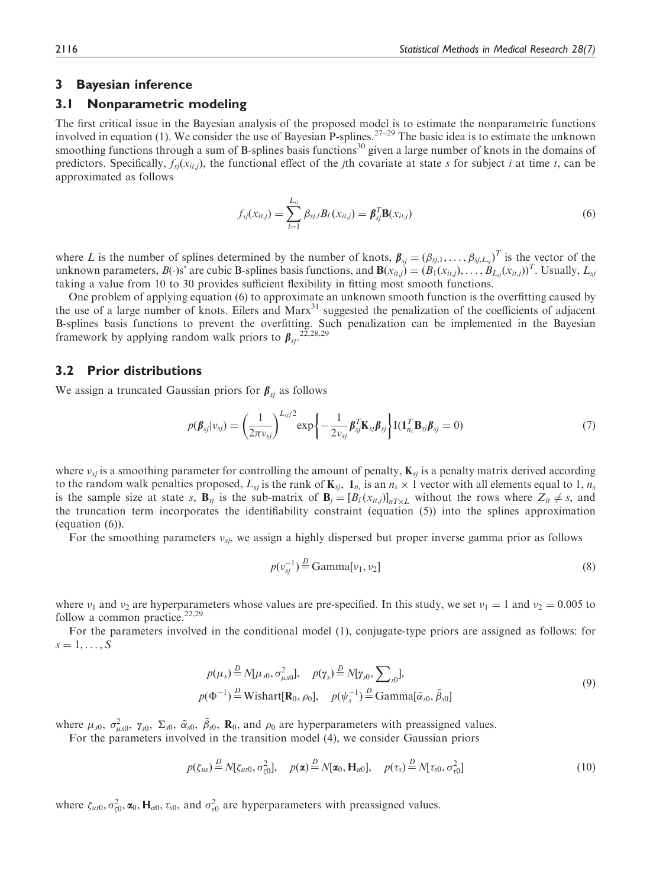## 3 Bayesian inference

### 3.1 Nonparametric modeling

The first critical issue in the Bayesian analysis of the proposed model is to estimate the nonparametric functions involved in equation (1). We consider the use of Bayesian P-splines.[27–29] The basic idea is to estimate the unknown smoothing functions through a sum of B-splines basis functions[30] given a large number of knots in the domains of predictors. Specifically, $f_{sj}(x_{it,j})$, the functional effect of the $j$th covariate at state $s$ for subject $i$ at time $t$, can be approximated as follows

$$f_{sj}(x_{it,j}) = \sum_{l=1}^{L_{sj}} \beta_{sj,l} B_l(x_{it,j}) = \boldsymbol{\beta}_{sj}^T \mathbf{B}(x_{it,j}) \tag{6}$$

where $L$ is the number of splines determined by the number of knots, $\boldsymbol{\beta}_{sj} = (\beta_{sj,1}, \ldots, \beta_{sj,L_{sj}})^T$ is the vector of the unknown parameters, $B(\cdot)$s' are cubic B-splines basis functions, and $\mathbf{B}(x_{it,j}) = (B_1(x_{it,j}), \ldots, B_{L_{sj}}(x_{it,j}))^T$. Usually, $L_{sj}$ taking a value from 10 to 30 provides sufficient flexibility in fitting most smooth functions.

One problem of applying equation (6) to approximate an unknown smooth function is the overfitting caused by the use of a large number of knots. Eilers and Marx[31] suggested the penalization of the coefficients of adjacent B-splines basis functions to prevent the overfitting. Such penalization can be implemented in the Bayesian framework by applying random walk priors to $\boldsymbol{\beta}_{sj}$.[22,28,29]

### 3.2 Prior distributions

We assign a truncated Gaussian priors for $\boldsymbol{\beta}_{sj}$ as follows

$$p(\boldsymbol{\beta}_{sj}|\nu_{sj}) = \left(\frac{1}{2\pi\nu_{sj}}\right)^{L_{sj}/2} \exp\left\{-\frac{1}{2\nu_{sj}}\boldsymbol{\beta}_{sj}^T \mathbf{K}_{sj} \boldsymbol{\beta}_{sj}\right\} \mathrm{I}(\mathbf{1}_{n_s}^T \mathbf{B}_{sj} \boldsymbol{\beta}_{sj} = 0) \tag{7}$$

where $\nu_{sj}$ is a smoothing parameter for controlling the amount of penalty, $\mathbf{K}_{sj}$ is a penalty matrix derived according to the random walk penalties proposed, $L_{sj}$ is the rank of $\mathbf{K}_{sj}$, $\mathbf{1}_{n_s}$ is an $n_s \times 1$ vector with all elements equal to 1, $n_s$ is the sample size at state $s$, $\mathbf{B}_{sj}$ is the sub-matrix of $\mathbf{B}_j = [B_l(x_{it,j})]_{nT \times L}$ without the rows where $Z_{it} \neq s$, and the truncation term incorporates the identifiability constraint (equation (5)) into the splines approximation (equation (6)).

For the smoothing parameters $\nu_{sj}$, we assign a highly dispersed but proper inverse gamma prior as follows

$$p(\nu_{sj}^{-1}) \stackrel{D}{=} \mathrm{Gamma}[\nu_1, \nu_2] \tag{8}$$

where $\nu_1$ and $\nu_2$ are hyperparameters whose values are pre-specified. In this study, we set $\nu_1 = 1$ and $\nu_2 = 0.005$ to follow a common practice.[22,29]

For the parameters involved in the conditional model (1), conjugate-type priors are assigned as follows: for $s = 1, \ldots, S$

$$\begin{aligned} &p(\mu_s) \stackrel{D}{=} N[\mu_{s0}, \sigma_{\mu s0}^2], \quad p(\boldsymbol{\gamma}_s) \stackrel{D}{=} N[\boldsymbol{\gamma}_{s0}, \textstyle\sum_{s0}], \\ &p(\Phi^{-1}) \stackrel{D}{=} \mathrm{Wishart}[\mathbf{R}_0, \rho_0], \quad p(\psi_s^{-1}) \stackrel{D}{=} \mathrm{Gamma}[\tilde{\alpha}_{s0}, \tilde{\beta}_{s0}] \end{aligned} \tag{9}$$

where $\mu_{s0}$, $\sigma_{\mu s0}^2$, $\boldsymbol{\gamma}_{s0}$, $\Sigma_{s0}$, $\tilde{\alpha}_{s0}$, $\tilde{\beta}_{s0}$, $\mathbf{R}_0$, and $\rho_0$ are hyperparameters with preassigned values.

For the parameters involved in the transition model (4), we consider Gaussian priors

$$p(\zeta_{us}) \stackrel{D}{=} N[\zeta_{us0}, \sigma_{\zeta 0}^2], \quad p(\boldsymbol{\alpha}) \stackrel{D}{=} N[\boldsymbol{\alpha}_0, \mathbf{H}_{\alpha 0}], \quad p(\tau_s) \stackrel{D}{=} N[\tau_{s0}, \sigma_{\tau 0}^2] \tag{10}$$

where $\zeta_{us0}, \sigma_{\zeta 0}^2, \boldsymbol{\alpha}_0, \mathbf{H}_{\alpha 0}, \tau_{s0}$, and $\sigma_{\tau 0}^2$ are hyperparameters with preassigned values.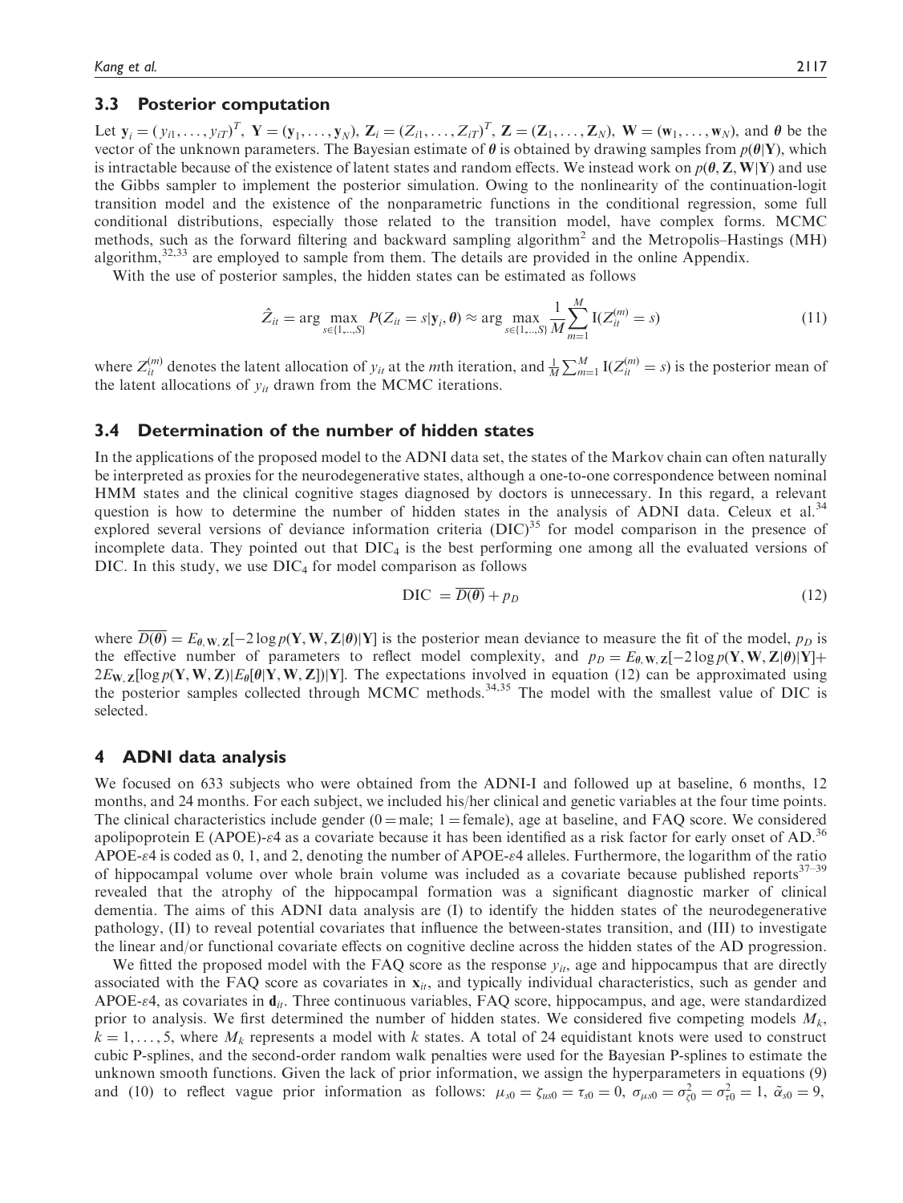### 3.3 Posterior computation

Let $\mathbf{y}_i = (y_{i1}, \ldots, y_{iT})^T$, $\mathbf{Y} = (\mathbf{y}_1, \ldots, \mathbf{y}_N)$, $\mathbf{Z}_i = (Z_{i1}, \ldots, Z_{iT})^T$, $\mathbf{Z} = (\mathbf{Z}_1, \ldots, \mathbf{Z}_N)$, $\mathbf{W} = (\mathbf{w}_1, \ldots, \mathbf{w}_N)$, and $\boldsymbol{\theta}$ be the vector of the unknown parameters. The Bayesian estimate of $\boldsymbol{\theta}$ is obtained by drawing samples from $p(\boldsymbol{\theta}|\mathbf{Y})$, which is intractable because of the existence of latent states and random effects. We instead work on $p(\boldsymbol{\theta}, \mathbf{Z}, \mathbf{W}|\mathbf{Y})$ and use the Gibbs sampler to implement the posterior simulation. Owing to the nonlinearity of the continuation-logit transition model and the existence of the nonparametric functions in the conditional regression, some full conditional distributions, especially those related to the transition model, have complex forms. MCMC methods, such as the forward filtering and backward sampling algorithm[2] and the Metropolis–Hastings (MH) algorithm,[32,33] are employed to sample from them. The details are provided in the online Appendix.

With the use of posterior samples, the hidden states can be estimated as follows

$$\hat{Z}_{it} = \arg \max_{s \in \{1, \ldots, S\}} P(Z_{it} = s | \mathbf{y}_i, \boldsymbol{\theta}) \approx \arg \max_{s \in \{1, \ldots, S\}} \frac{1}{M} \sum_{m=1}^{M} \mathrm{I}(Z_{it}^{(m)} = s) \tag{11}$$

where $Z_{it}^{(m)}$ denotes the latent allocation of $y_{it}$ at the $m$th iteration, and $\frac{1}{M}\sum_{m=1}^{M} \mathrm{I}(Z_{it}^{(m)} = s)$ is the posterior mean of the latent allocations of $y_{it}$ drawn from the MCMC iterations.

### 3.4 Determination of the number of hidden states

In the applications of the proposed model to the ADNI data set, the states of the Markov chain can often naturally be interpreted as proxies for the neurodegenerative states, although a one-to-one correspondence between nominal HMM states and the clinical cognitive stages diagnosed by doctors is unnecessary. In this regard, a relevant question is how to determine the number of hidden states in the analysis of ADNI data. Celeux et al.[34] explored several versions of deviance information criteria (DIC)[35] for model comparison in the presence of incomplete data. They pointed out that $\text{DIC}_4$ is the best performing one among all the evaluated versions of DIC. In this study, we use $\text{DIC}_4$ for model comparison as follows

$$\text{DIC} = \overline{D(\boldsymbol{\theta})} + p_D \tag{12}$$

where $\overline{D(\boldsymbol{\theta})} = E_{\boldsymbol{\theta}, \mathbf{W}, \mathbf{Z}}[-2 \log p(\mathbf{Y}, \mathbf{W}, \mathbf{Z}|\boldsymbol{\theta})|\mathbf{Y}]$ is the posterior mean deviance to measure the fit of the model, $p_D$ is the effective number of parameters to reflect model complexity, and $p_D = E_{\boldsymbol{\theta}, \mathbf{W}, \mathbf{Z}}[-2 \log p(\mathbf{Y}, \mathbf{W}, \mathbf{Z}|\boldsymbol{\theta})|\mathbf{Y}] + 2E_{\mathbf{W}, \mathbf{Z}}[\log p(\mathbf{Y}, \mathbf{W}, \mathbf{Z})|E_{\boldsymbol{\theta}}[\boldsymbol{\theta}|\mathbf{Y}, \mathbf{W}, \mathbf{Z}])|\mathbf{Y}]$. The expectations involved in equation (12) can be approximated using the posterior samples collected through MCMC methods.[34,35] The model with the smallest value of DIC is selected.

## 4 ADNI data analysis

We focused on 633 subjects who were obtained from the ADNI-I and followed up at baseline, 6 months, 12 months, and 24 months. For each subject, we included his/her clinical and genetic variables at the four time points. The clinical characteristics include gender (0 = male; 1 = female), age at baseline, and FAQ score. We considered apolipoprotein E (APOE)-$\varepsilon$4 as a covariate because it has been identified as a risk factor for early onset of AD.[36] APOE-$\varepsilon$4 is coded as 0, 1, and 2, denoting the number of APOE-$\varepsilon$4 alleles. Furthermore, the logarithm of the ratio of hippocampal volume over whole brain volume was included as a covariate because published reports[37–39] revealed that the atrophy of the hippocampal formation was a significant diagnostic marker of clinical dementia. The aims of this ADNI data analysis are (I) to identify the hidden states of the neurodegenerative pathology, (II) to reveal potential covariates that influence the between-states transition, and (III) to investigate the linear and/or functional covariate effects on cognitive decline across the hidden states of the AD progression.

We fitted the proposed model with the FAQ score as the response $y_{it}$, age and hippocampus that are directly associated with the FAQ score as covariates in $\mathbf{x}_{it}$, and typically individual characteristics, such as gender and APOE-$\varepsilon$4, as covariates in $\mathbf{d}_{it}$. Three continuous variables, FAQ score, hippocampus, and age, were standardized prior to analysis. We first determined the number of hidden states. We considered five competing models $M_k$, $k = 1, \ldots, 5$, where $M_k$ represents a model with $k$ states. A total of 24 equidistant knots were used to construct cubic P-splines, and the second-order random walk penalties were used for the Bayesian P-splines to estimate the unknown smooth functions. Given the lack of prior information, we assign the hyperparameters in equations (9) and (10) to reflect vague prior information as follows: $\mu_{s0} = \zeta_{us0} = \tau_{s0} = 0$, $\sigma_{\mu s0} = \sigma_{\zeta 0}^2 = \sigma_{\tau 0}^2 = 1$, $\tilde{\alpha}_{s0} = 9$,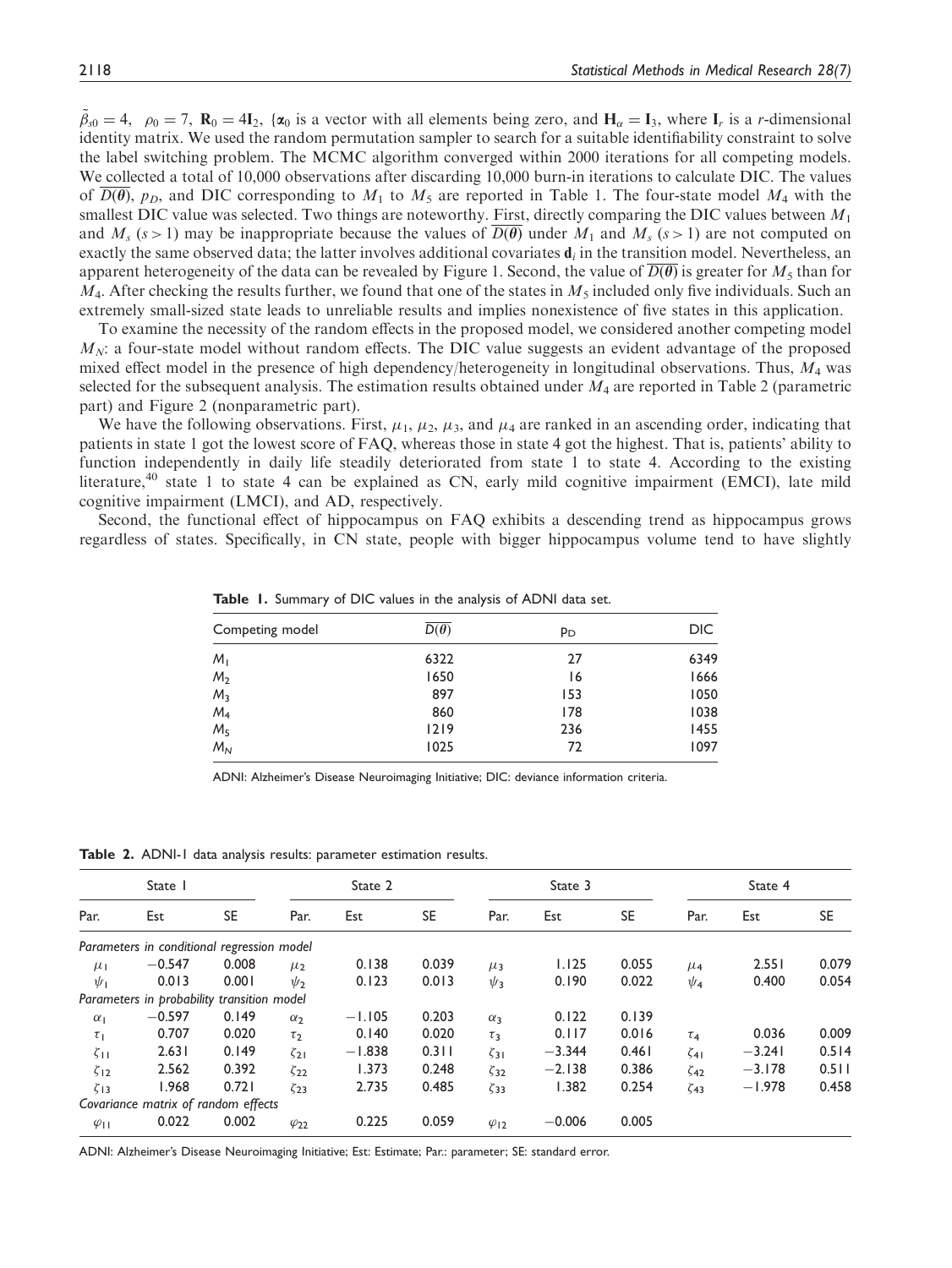$\tilde{\beta}_{s0} = 4$, $\rho_0 = 7$, $\mathbf{R}_0 = 4\mathbf{I}_2$, {$\boldsymbol{\alpha}_0$ is a vector with all elements being zero, and $\mathbf{H}_\alpha = \mathbf{I}_3$, where $\mathbf{I}_r$ is a $r$-dimensional identity matrix. We used the random permutation sampler to search for a suitable identifiability constraint to solve the label switching problem. The MCMC algorithm converged within 2000 iterations for all competing models. We collected a total of 10,000 observations after discarding 10,000 burn-in iterations to calculate DIC. The values of $\overline{D(\boldsymbol{\theta})}$, $p_D$, and DIC corresponding to $M_1$ to $M_5$ are reported in Table 1. The four-state model $M_4$ with the smallest DIC value was selected. Two things are noteworthy. First, directly comparing the DIC values between $M_1$ and $M_s$ $(s > 1)$ may be inappropriate because the values of $\overline{D(\boldsymbol{\theta})}$ under $M_1$ and $M_s$ $(s > 1)$ are not computed on exactly the same observed data; the latter involves additional covariates $\mathbf{d}_i$ in the transition model. Nevertheless, an apparent heterogeneity of the data can be revealed by Figure 1. Second, the value of $\overline{D(\boldsymbol{\theta})}$ is greater for $M_5$ than for $M_4$. After checking the results further, we found that one of the states in $M_5$ included only five individuals. Such an extremely small-sized state leads to unreliable results and implies nonexistence of five states in this application.

To examine the necessity of the random effects in the proposed model, we considered another competing model $M_N$: a four-state model without random effects. The DIC value suggests an evident advantage of the proposed mixed effect model in the presence of high dependency/heterogeneity in longitudinal observations. Thus, $M_4$ was selected for the subsequent analysis. The estimation results obtained under $M_4$ are reported in Table 2 (parametric part) and Figure 2 (nonparametric part).

We have the following observations. First, $\mu_1$, $\mu_2$, $\mu_3$, and $\mu_4$ are ranked in an ascending order, indicating that patients in state 1 got the lowest score of FAQ, whereas those in state 4 got the highest. That is, patients' ability to function independently in daily life steadily deteriorated from state 1 to state 4. According to the existing literature,[40] state 1 to state 4 can be explained as CN, early mild cognitive impairment (EMCI), late mild cognitive impairment (LMCI), and AD, respectively.

Second, the functional effect of hippocampus on FAQ exhibits a descending trend as hippocampus grows regardless of states. Specifically, in CN state, people with bigger hippocampus volume tend to have slightly

**Table 1.** Summary of DIC values in the analysis of ADNI data set.

| Competing model | $\overline{D(\theta)}$ | $p_D$ | DIC |
|---|---|---|---|
| $M_1$ | 6322 | 27 | 6349 |
| $M_2$ | 1650 | 16 | 1666 |
| $M_3$ | 897 | 153 | 1050 |
| $M_4$ | 860 | 178 | 1038 |
| $M_5$ | 1219 | 236 | 1455 |
| $M_N$ | 1025 | 72 | 1097 |

ADNI: Alzheimer's Disease Neuroimaging Initiative; DIC: deviance information criteria.

**Table 2.** ADNI-1 data analysis results: parameter estimation results.

| State 1 | | | State 2 | | | State 3 | | | State 4 | | |
|---|---|---|---|---|---|---|---|---|---|---|---|
| Par. | Est | SE | Par. | Est | SE | Par. | Est | SE | Par. | Est | SE |
| *Parameters in conditional regression model* | | | | | | | | | | | |
| $\mu_1$ | −0.547 | 0.008 | $\mu_2$ | 0.138 | 0.039 | $\mu_3$ | 1.125 | 0.055 | $\mu_4$ | 2.551 | 0.079 |
| $\psi_1$ | 0.013 | 0.001 | $\psi_2$ | 0.123 | 0.013 | $\psi_3$ | 0.190 | 0.022 | $\psi_4$ | 0.400 | 0.054 |
| *Parameters in probability transition model* | | | | | | | | | | | |
| $\alpha_1$ | −0.597 | 0.149 | $\alpha_2$ | −1.105 | 0.203 | $\alpha_3$ | 0.122 | 0.139 | | | |
| $\tau_1$ | 0.707 | 0.020 | $\tau_2$ | 0.140 | 0.020 | $\tau_3$ | 0.117 | 0.016 | $\tau_4$ | 0.036 | 0.009 |
| $\zeta_{11}$ | 2.631 | 0.149 | $\zeta_{21}$ | −1.838 | 0.311 | $\zeta_{31}$ | −3.344 | 0.461 | $\zeta_{41}$ | −3.241 | 0.514 |
| $\zeta_{12}$ | 2.562 | 0.392 | $\zeta_{22}$ | 1.373 | 0.248 | $\zeta_{32}$ | −2.138 | 0.386 | $\zeta_{42}$ | −3.178 | 0.511 |
| $\zeta_{13}$ | 1.968 | 0.721 | $\zeta_{23}$ | 2.735 | 0.485 | $\zeta_{33}$ | 1.382 | 0.254 | $\zeta_{43}$ | −1.978 | 0.458 |
| *Covariance matrix of random effects* | | | | | | | | | | | |
| $\varphi_{11}$ | 0.022 | 0.002 | $\varphi_{22}$ | 0.225 | 0.059 | $\varphi_{12}$ | −0.006 | 0.005 | | | |

ADNI: Alzheimer's Disease Neuroimaging Initiative; Est: Estimate; Par.: parameter; SE: standard error.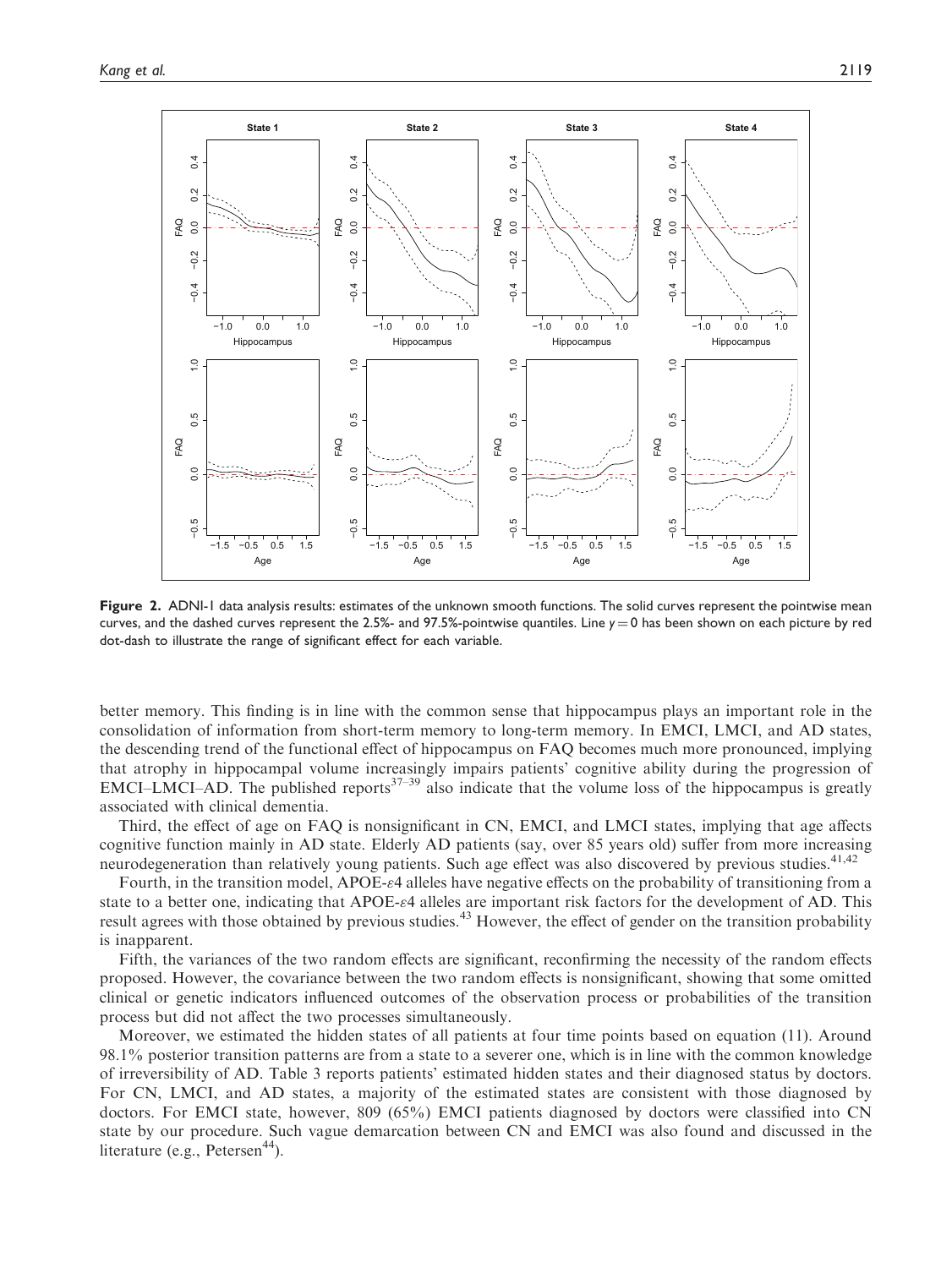**Figure 2.** ADNI-1 data analysis results: estimates of the unknown smooth functions. The solid curves represent the pointwise mean curves, and the dashed curves represent the 2.5%- and 97.5%-pointwise quantiles. Line $y = 0$ has been shown on each picture by red dot-dash to illustrate the range of significant effect for each variable.

better memory. This finding is in line with the common sense that hippocampus plays an important role in the consolidation of information from short-term memory to long-term memory. In EMCI, LMCI, and AD states, the descending trend of the functional effect of hippocampus on FAQ becomes much more pronounced, implying that atrophy in hippocampal volume increasingly impairs patients' cognitive ability during the progression of EMCI–LMCI–AD. The published reports[37–39] also indicate that the volume loss of the hippocampus is greatly associated with clinical dementia.

Third, the effect of age on FAQ is nonsignificant in CN, EMCI, and LMCI states, implying that age affects cognitive function mainly in AD state. Elderly AD patients (say, over 85 years old) suffer from more increasing neurodegeneration than relatively young patients. Such age effect was also discovered by previous studies.[41,42]

Fourth, in the transition model, APOE-$\varepsilon$4 alleles have negative effects on the probability of transitioning from a state to a better one, indicating that APOE-$\varepsilon$4 alleles are important risk factors for the development of AD. This result agrees with those obtained by previous studies.[43] However, the effect of gender on the transition probability is inapparent.

Fifth, the variances of the two random effects are significant, reconfirming the necessity of the random effects proposed. However, the covariance between the two random effects is nonsignificant, showing that some omitted clinical or genetic indicators influenced outcomes of the observation process or probabilities of the transition process but did not affect the two processes simultaneously.

Moreover, we estimated the hidden states of all patients at four time points based on equation (11). Around 98.1% posterior transition patterns are from a state to a severer one, which is in line with the common knowledge of irreversibility of AD. Table 3 reports patients' estimated hidden states and their diagnosed status by doctors. For CN, LMCI, and AD states, a majority of the estimated states are consistent with those diagnosed by doctors. For EMCI state, however, 809 (65%) EMCI patients diagnosed by doctors were classified into CN state by our procedure. Such vague demarcation between CN and EMCI was also found and discussed in the literature (e.g., Petersen[44]).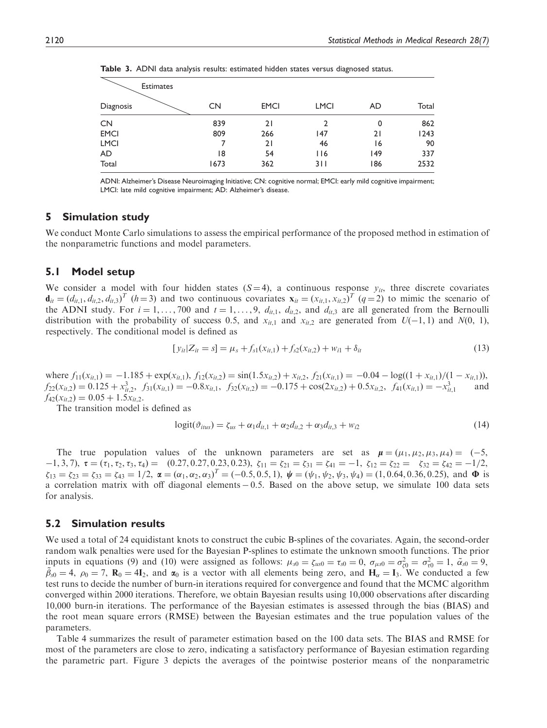**Table 3.** ADNI data analysis results: estimated hidden states versus diagnosed status.

| Diagnosis \ Estimates | CN | EMCI | LMCI | AD | Total |
|---|---|---|---|---|---|
| CN | 839 | 21 | 2 | 0 | 862 |
| EMCI | 809 | 266 | 147 | 21 | 1243 |
| LMCI | 7 | 21 | 46 | 16 | 90 |
| AD | 18 | 54 | 116 | 149 | 337 |
| Total | 1673 | 362 | 311 | 186 | 2532 |

ADNI: Alzheimer's Disease Neuroimaging Initiative; CN: cognitive normal; EMCI: early mild cognitive impairment; LMCI: late mild cognitive impairment; AD: Alzheimer's disease.

## 5 Simulation study

We conduct Monte Carlo simulations to assess the empirical performance of the proposed method in estimation of the nonparametric functions and model parameters.

### 5.1 Model setup

We consider a model with four hidden states ($S = 4$), a continuous response $y_{it}$, three discrete covariates $\mathbf{d}_{it} = (d_{it,1}, d_{it,2}, d_{it,3})^T$ ($h = 3$) and two continuous covariates $\mathbf{x}_{it} = (x_{it,1}, x_{it,2})^T$ ($q = 2$) to mimic the scenario of the ADNI study. For $i = 1, \ldots, 700$ and $t = 1, \ldots, 9$, $d_{it,1}$, $d_{it,2}$, and $d_{it,3}$ are all generated from the Bernoulli distribution with the probability of success 0.5, and $x_{it,1}$ and $x_{it,2}$ are generated from $U(-1, 1)$ and $N(0, 1)$, respectively. The conditional model is defined as

$$[y_{it}|Z_{it} = s] = \mu_s + f_{s1}(x_{it,1}) + f_{s2}(x_{it,2}) + w_{i1} + \delta_{it} \tag{13}$$

where $f_{11}(x_{it,1}) = -1.185 + \exp(x_{it,1})$, $f_{12}(x_{it,2}) = \sin(1.5x_{it,2}) + x_{it,2}$, $f_{21}(x_{it,1}) = -0.04 - \log((1 + x_{it,1})/(1 - x_{it,1}))$, $f_{22}(x_{it,2}) = 0.125 + x_{it,2}^3$, $f_{31}(x_{it,1}) = -0.8x_{it,1}$, $f_{32}(x_{it,2}) = -0.175 + \cos(2x_{it,2}) + 0.5x_{it,2}$, $f_{41}(x_{it,1}) = -x_{it,1}^3$ and $f_{42}(x_{it,2}) = 0.05 + 1.5x_{it,2}$.

The transition model is defined as

$$\text{logit}(\vartheta_{itus}) = \zeta_{us} + \alpha_1 d_{it,1} + \alpha_2 d_{it,2} + \alpha_3 d_{it,3} + w_{i2} \tag{14}$$

The true population values of the unknown parameters are set as $\boldsymbol{\mu} = (\mu_1, \mu_2, \mu_3, \mu_4) = (-5, -1, 3, 7)$, $\boldsymbol{\tau} = (\tau_1, \tau_2, \tau_3, \tau_4) = (0.27, 0.27, 0.23, 0.23)$, $\zeta_{11} = \zeta_{21} = \zeta_{31} = \zeta_{41} = -1$, $\zeta_{12} = \zeta_{22} = \zeta_{32} = \zeta_{42} = -1/2$, $\zeta_{13} = \zeta_{23} = \zeta_{33} = \zeta_{43} = 1/2$, $\boldsymbol{\alpha} = (\alpha_1, \alpha_2, \alpha_3)^T = (-0.5, 0.5, 1)$, $\boldsymbol{\psi} = (\psi_1, \psi_2, \psi_3, \psi_4) = (1, 0.64, 0.36, 0.25)$, and $\boldsymbol{\Phi}$ is a correlation matrix with off diagonal elements $-0.5$. Based on the above setup, we simulate 100 data sets for analysis.

### 5.2 Simulation results

We used a total of 24 equidistant knots to construct the cubic B-splines of the covariates. Again, the second-order random walk penalties were used for the Bayesian P-splines to estimate the unknown smooth functions. The prior inputs in equations (9) and (10) were assigned as follows: $\mu_{s0} = \zeta_{us0} = \tau_{s0} = 0$, $\sigma_{\mu s0} = \sigma_{\zeta 0}^2 = \sigma_{\tau 0}^2 = 1$, $\tilde{\alpha}_{s0} = 9$, $\tilde{\beta}_{s0} = 4$, $\rho_0 = 7$, $\mathbf{R}_0 = 4\mathbf{I}_2$, and $\boldsymbol{\alpha}_0$ is a vector with all elements being zero, and $\mathbf{H}_\alpha = \mathbf{I}_3$. We conducted a few test runs to decide the number of burn-in iterations required for convergence and found that the MCMC algorithm converged within 2000 iterations. Therefore, we obtain Bayesian results using 10,000 observations after discarding 10,000 burn-in iterations. The performance of the Bayesian estimates is assessed through the bias (BIAS) and the root mean square errors (RMSE) between the Bayesian estimates and the true population values of the parameters.

Table 4 summarizes the result of parameter estimation based on the 100 data sets. The BIAS and RMSE for most of the parameters are close to zero, indicating a satisfactory performance of Bayesian estimation regarding the parametric part. Figure 3 depicts the averages of the pointwise posterior means of the nonparametric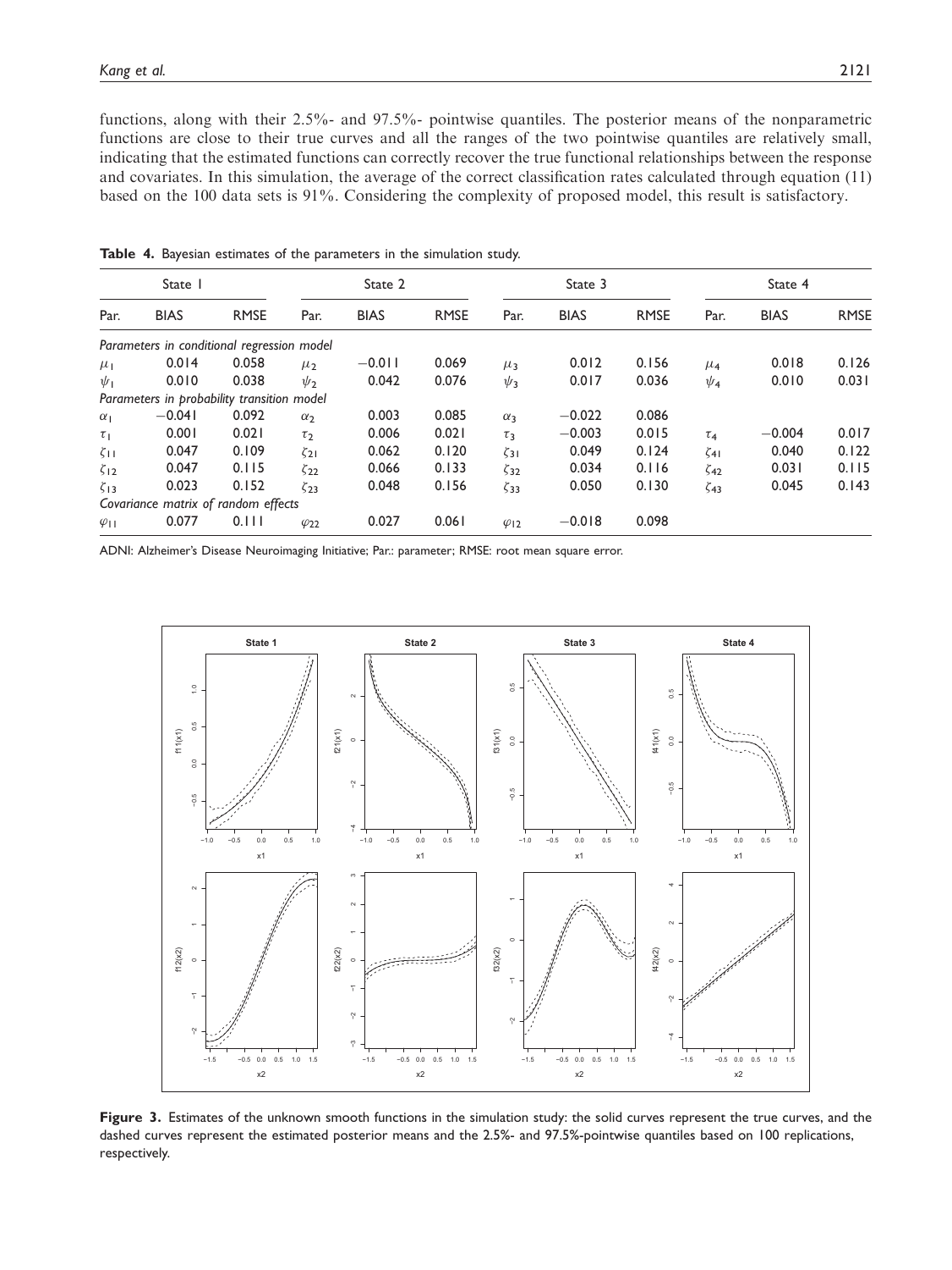functions, along with their 2.5%- and 97.5%- pointwise quantiles. The posterior means of the nonparametric functions are close to their true curves and all the ranges of the two pointwise quantiles are relatively small, indicating that the estimated functions can correctly recover the true functional relationships between the response and covariates. In this simulation, the average of the correct classification rates calculated through equation (11) based on the 100 data sets is 91%. Considering the complexity of proposed model, this result is satisfactory.

**Table 4.** Bayesian estimates of the parameters in the simulation study.

| State 1 | | | State 2 | | | State 3 | | | State 4 | | |
|---|---|---|---|---|---|---|---|---|---|---|---|
| Par. | BIAS | RMSE | Par. | BIAS | RMSE | Par. | BIAS | RMSE | Par. | BIAS | RMSE |
| *Parameters in conditional regression model* | | | | | | | | | | | |
| $\mu_1$ | 0.014 | 0.058 | $\mu_2$ | −0.011 | 0.069 | $\mu_3$ | 0.012 | 0.156 | $\mu_4$ | 0.018 | 0.126 |
| $\psi_1$ | 0.010 | 0.038 | $\psi_2$ | 0.042 | 0.076 | $\psi_3$ | 0.017 | 0.036 | $\psi_4$ | 0.010 | 0.031 |
| *Parameters in probability transition model* | | | | | | | | | | | |
| $\alpha_1$ | −0.041 | 0.092 | $\alpha_2$ | 0.003 | 0.085 | $\alpha_3$ | −0.022 | 0.086 | | | |
| $\tau_1$ | 0.001 | 0.021 | $\tau_2$ | 0.006 | 0.021 | $\tau_3$ | −0.003 | 0.015 | $\tau_4$ | −0.004 | 0.017 |
| $\zeta_{11}$ | 0.047 | 0.109 | $\zeta_{21}$ | 0.062 | 0.120 | $\zeta_{31}$ | 0.049 | 0.124 | $\zeta_{41}$ | 0.040 | 0.122 |
| $\zeta_{12}$ | 0.047 | 0.115 | $\zeta_{22}$ | 0.066 | 0.133 | $\zeta_{32}$ | 0.034 | 0.116 | $\zeta_{42}$ | 0.031 | 0.115 |
| $\zeta_{13}$ | 0.023 | 0.152 | $\zeta_{23}$ | 0.048 | 0.156 | $\zeta_{33}$ | 0.050 | 0.130 | $\zeta_{43}$ | 0.045 | 0.143 |
| *Covariance matrix of random effects* | | | | | | | | | | | |
| $\varphi_{11}$ | 0.077 | 0.111 | $\varphi_{22}$ | 0.027 | 0.061 | $\varphi_{12}$ | −0.018 | 0.098 | | | |

ADNI: Alzheimer's Disease Neuroimaging Initiative; Par.: parameter; RMSE: root mean square error.

**Figure 3.** Estimates of the unknown smooth functions in the simulation study: the solid curves represent the true curves, and the dashed curves represent the estimated posterior means and the 2.5%- and 97.5%-pointwise quantiles based on 100 replications, respectively.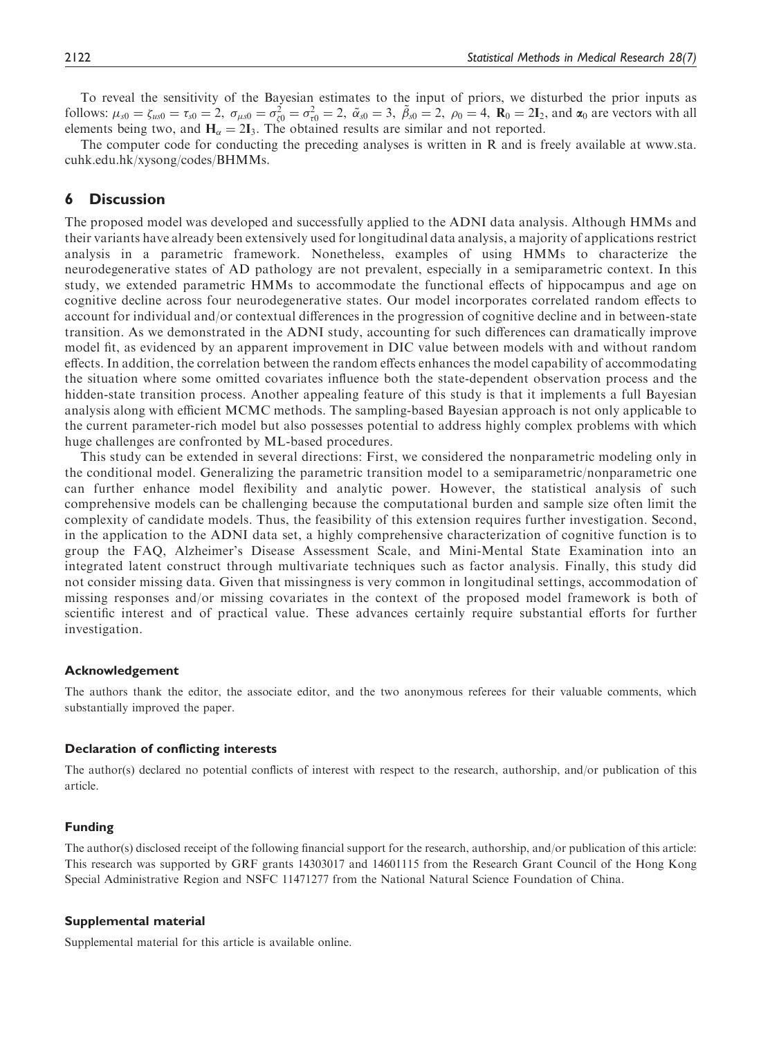To reveal the sensitivity of the Bayesian estimates to the input of priors, we disturbed the prior inputs as follows: $\mu_{s0} = \zeta_{us0} = \tau_{s0} = 2$, $\sigma_{\mu s0} = \sigma^2_{\zeta 0} = \sigma^2_{\tau 0} = 2$, $\tilde{\alpha}_{s0} = 3$, $\tilde{\beta}_{s0} = 2$, $\rho_0 = 4$, $\mathbf{R}_0 = 2\mathbf{I}_2$, and $\boldsymbol{\alpha}_0$ are vectors with all elements being two, and $\mathbf{H}_\alpha = 2\mathbf{I}_3$. The obtained results are similar and not reported.

The computer code for conducting the preceding analyses is written in R and is freely available at www.sta.cuhk.edu.hk/xysong/codes/BHMMs.

## 6 Discussion

The proposed model was developed and successfully applied to the ADNI data analysis. Although HMMs and their variants have already been extensively used for longitudinal data analysis, a majority of applications restrict analysis in a parametric framework. Nonetheless, examples of using HMMs to characterize the neurodegenerative states of AD pathology are not prevalent, especially in a semiparametric context. In this study, we extended parametric HMMs to accommodate the functional effects of hippocampus and age on cognitive decline across four neurodegenerative states. Our model incorporates correlated random effects to account for individual and/or contextual differences in the progression of cognitive decline and in between-state transition. As we demonstrated in the ADNI study, accounting for such differences can dramatically improve model fit, as evidenced by an apparent improvement in DIC value between models with and without random effects. In addition, the correlation between the random effects enhances the model capability of accommodating the situation where some omitted covariates influence both the state-dependent observation process and the hidden-state transition process. Another appealing feature of this study is that it implements a full Bayesian analysis along with efficient MCMC methods. The sampling-based Bayesian approach is not only applicable to the current parameter-rich model but also possesses potential to address highly complex problems with which huge challenges are confronted by ML-based procedures.

This study can be extended in several directions: First, we considered the nonparametric modeling only in the conditional model. Generalizing the parametric transition model to a semiparametric/nonparametric one can further enhance model flexibility and analytic power. However, the statistical analysis of such comprehensive models can be challenging because the computational burden and sample size often limit the complexity of candidate models. Thus, the feasibility of this extension requires further investigation. Second, in the application to the ADNI data set, a highly comprehensive characterization of cognitive function is to group the FAQ, Alzheimer's Disease Assessment Scale, and Mini-Mental State Examination into an integrated latent construct through multivariate techniques such as factor analysis. Finally, this study did not consider missing data. Given that missingness is very common in longitudinal settings, accommodation of missing responses and/or missing covariates in the context of the proposed model framework is both of scientific interest and of practical value. These advances certainly require substantial efforts for further investigation.

### Acknowledgement

The authors thank the editor, the associate editor, and the two anonymous referees for their valuable comments, which substantially improved the paper.

### Declaration of conflicting interests

The author(s) declared no potential conflicts of interest with respect to the research, authorship, and/or publication of this article.

### Funding

The author(s) disclosed receipt of the following financial support for the research, authorship, and/or publication of this article: This research was supported by GRF grants 14303017 and 14601115 from the Research Grant Council of the Hong Kong Special Administrative Region and NSFC 11471277 from the National Natural Science Foundation of China.

### Supplemental material

Supplemental material for this article is available online.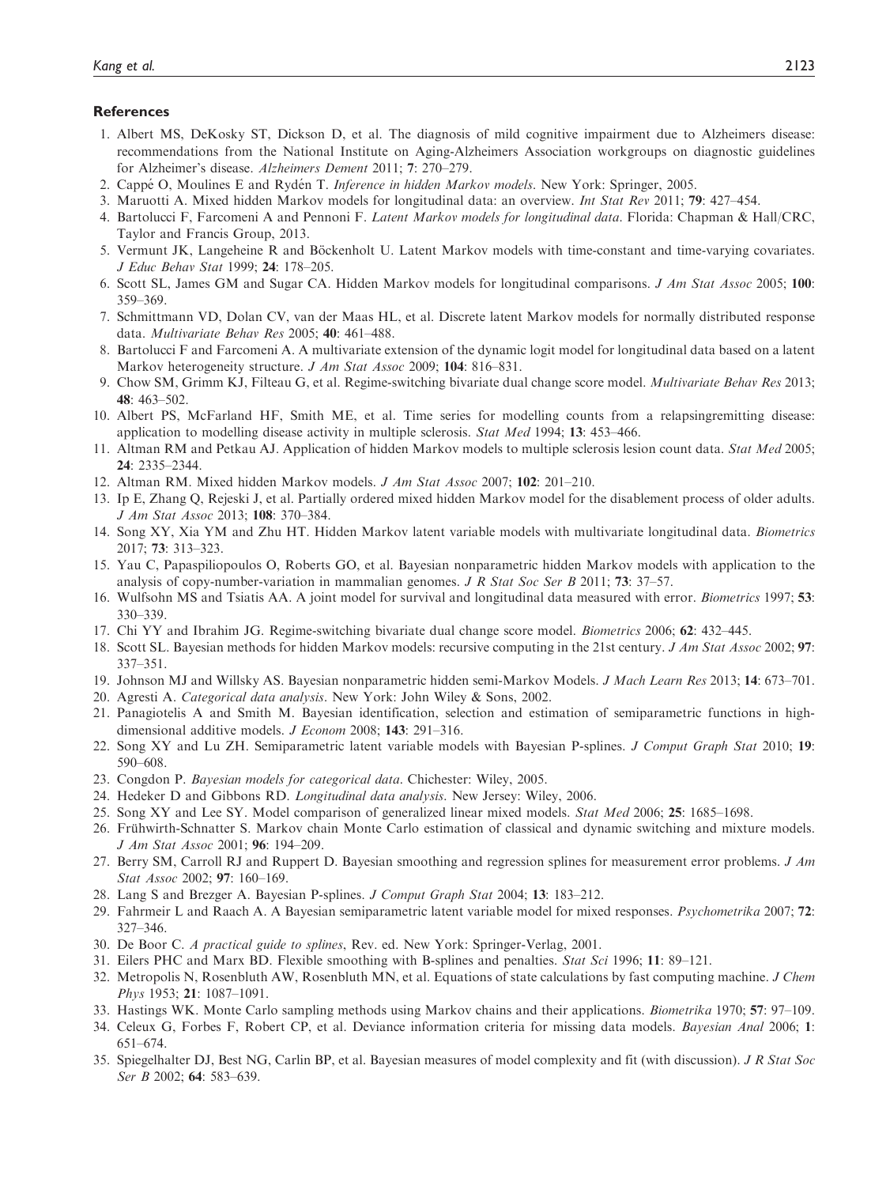## References

1. Albert MS, DeKosky ST, Dickson D, et al. The diagnosis of mild cognitive impairment due to Alzheimers disease: recommendations from the National Institute on Aging-Alzheimers Association workgroups on diagnostic guidelines for Alzheimer's disease. *Alzheimers Dement* 2011; **7**: 270–279.
2. Cappé O, Moulines E and Rydén T. *Inference in hidden Markov models*. New York: Springer, 2005.
3. Maruotti A. Mixed hidden Markov models for longitudinal data: an overview. *Int Stat Rev* 2011; **79**: 427–454.
4. Bartolucci F, Farcomeni A and Pennoni F. *Latent Markov models for longitudinal data*. Florida: Chapman & Hall/CRC, Taylor and Francis Group, 2013.
5. Vermunt JK, Langeheine R and Böckenholt U. Latent Markov models with time-constant and time-varying covariates. *J Educ Behav Stat* 1999; **24**: 178–205.
6. Scott SL, James GM and Sugar CA. Hidden Markov models for longitudinal comparisons. *J Am Stat Assoc* 2005; **100**: 359–369.
7. Schmittmann VD, Dolan CV, van der Maas HL, et al. Discrete latent Markov models for normally distributed response data. *Multivariate Behav Res* 2005; **40**: 461–488.
8. Bartolucci F and Farcomeni A. A multivariate extension of the dynamic logit model for longitudinal data based on a latent Markov heterogeneity structure. *J Am Stat Assoc* 2009; **104**: 816–831.
9. Chow SM, Grimm KJ, Filteau G, et al. Regime-switching bivariate dual change score model. *Multivariate Behav Res* 2013; **48**: 463–502.
10. Albert PS, McFarland HF, Smith ME, et al. Time series for modelling counts from a relapsingremitting disease: application to modelling disease activity in multiple sclerosis. *Stat Med* 1994; **13**: 453–466.
11. Altman RM and Petkau AJ. Application of hidden Markov models to multiple sclerosis lesion count data. *Stat Med* 2005; **24**: 2335–2344.
12. Altman RM. Mixed hidden Markov models. *J Am Stat Assoc* 2007; **102**: 201–210.
13. Ip E, Zhang Q, Rejeski J, et al. Partially ordered mixed hidden Markov model for the disablement process of older adults. *J Am Stat Assoc* 2013; **108**: 370–384.
14. Song XY, Xia YM and Zhu HT. Hidden Markov latent variable models with multivariate longitudinal data. *Biometrics* 2017; **73**: 313–323.
15. Yau C, Papaspiliopoulos O, Roberts GO, et al. Bayesian nonparametric hidden Markov models with application to the analysis of copy-number-variation in mammalian genomes. *J R Stat Soc Ser B* 2011; **73**: 37–57.
16. Wulfsohn MS and Tsiatis AA. A joint model for survival and longitudinal data measured with error. *Biometrics* 1997; **53**: 330–339.
17. Chi YY and Ibrahim JG. Regime-switching bivariate dual change score model. *Biometrics* 2006; **62**: 432–445.
18. Scott SL. Bayesian methods for hidden Markov models: recursive computing in the 21st century. *J Am Stat Assoc* 2002; **97**: 337–351.
19. Johnson MJ and Willsky AS. Bayesian nonparametric hidden semi-Markov Models. *J Mach Learn Res* 2013; **14**: 673–701.
20. Agresti A. *Categorical data analysis*. New York: John Wiley & Sons, 2002.
21. Panagiotelis A and Smith M. Bayesian identification, selection and estimation of semiparametric functions in high-dimensional additive models. *J Econom* 2008; **143**: 291–316.
22. Song XY and Lu ZH. Semiparametric latent variable models with Bayesian P-splines. *J Comput Graph Stat* 2010; **19**: 590–608.
23. Congdon P. *Bayesian models for categorical data*. Chichester: Wiley, 2005.
24. Hedeker D and Gibbons RD. *Longitudinal data analysis*. New Jersey: Wiley, 2006.
25. Song XY and Lee SY. Model comparison of generalized linear mixed models. *Stat Med* 2006; **25**: 1685–1698.
26. Frühwirth-Schnatter S. Markov chain Monte Carlo estimation of classical and dynamic switching and mixture models. *J Am Stat Assoc* 2001; **96**: 194–209.
27. Berry SM, Carroll RJ and Ruppert D. Bayesian smoothing and regression splines for measurement error problems. *J Am Stat Assoc* 2002; **97**: 160–169.
28. Lang S and Brezger A. Bayesian P-splines. *J Comput Graph Stat* 2004; **13**: 183–212.
29. Fahrmeir L and Raach A. A Bayesian semiparametric latent variable model for mixed responses. *Psychometrika* 2007; **72**: 327–346.
30. De Boor C. *A practical guide to splines*, Rev. ed. New York: Springer-Verlag, 2001.
31. Eilers PHC and Marx BD. Flexible smoothing with B-splines and penalties. *Stat Sci* 1996; **11**: 89–121.
32. Metropolis N, Rosenbluth AW, Rosenbluth MN, et al. Equations of state calculations by fast computing machine. *J Chem Phys* 1953; **21**: 1087–1091.
33. Hastings WK. Monte Carlo sampling methods using Markov chains and their applications. *Biometrika* 1970; **57**: 97–109.
34. Celeux G, Forbes F, Robert CP, et al. Deviance information criteria for missing data models. *Bayesian Anal* 2006; **1**: 651–674.
35. Spiegelhalter DJ, Best NG, Carlin BP, et al. Bayesian measures of model complexity and fit (with discussion). *J R Stat Soc Ser B* 2002; **64**: 583–639.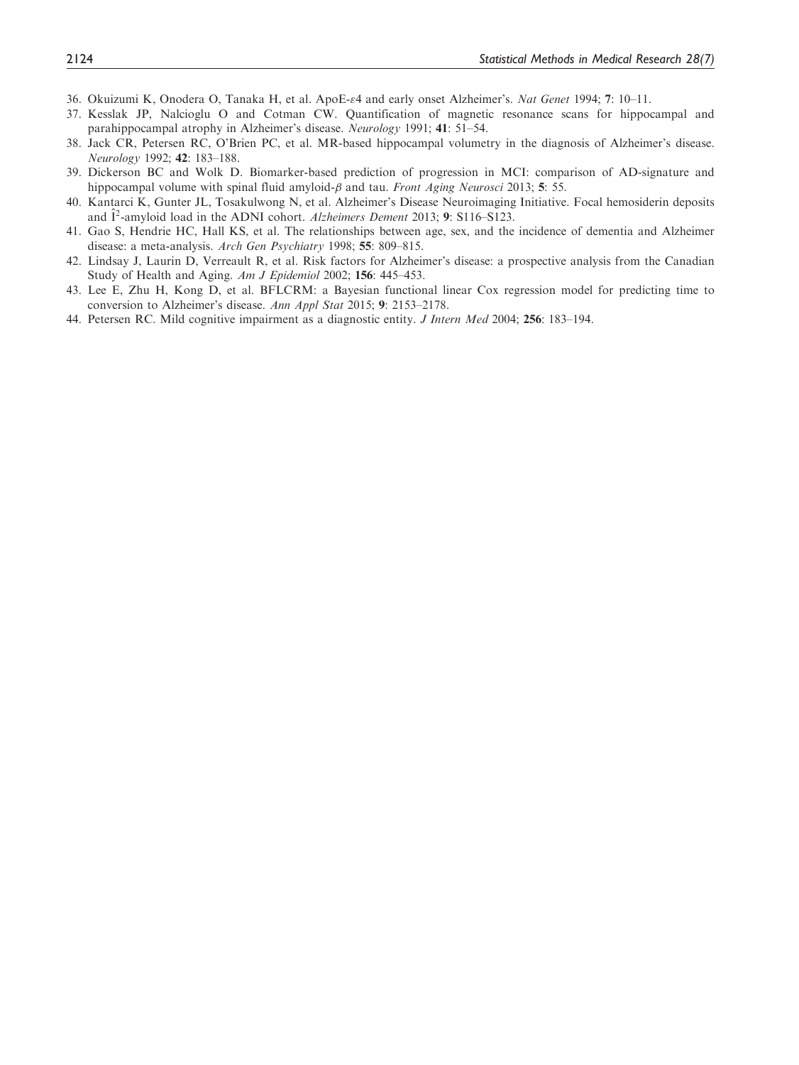36. Okuizumi K, Onodera O, Tanaka H, et al. ApoE-$\varepsilon$4 and early onset Alzheimer's. *Nat Genet* 1994; **7**: 10–11.
37. Kesslak JP, Nalcioglu O and Cotman CW. Quantification of magnetic resonance scans for hippocampal and parahippocampal atrophy in Alzheimer's disease. *Neurology* 1991; **41**: 51–54.
38. Jack CR, Petersen RC, O'Brien PC, et al. MR-based hippocampal volumetry in the diagnosis of Alzheimer's disease. *Neurology* 1992; **42**: 183–188.
39. Dickerson BC and Wolk D. Biomarker-based prediction of progression in MCI: comparison of AD-signature and hippocampal volume with spinal fluid amyloid-$\beta$ and tau. *Front Aging Neurosci* 2013; **5**: 55.
40. Kantarci K, Gunter JL, Tosakulwong N, et al. Alzheimer's Disease Neuroimaging Initiative. Focal hemosiderin deposits and Î²-amyloid load in the ADNI cohort. *Alzheimers Dement* 2013; **9**: S116–S123.
41. Gao S, Hendrie HC, Hall KS, et al. The relationships between age, sex, and the incidence of dementia and Alzheimer disease: a meta-analysis. *Arch Gen Psychiatry* 1998; **55**: 809–815.
42. Lindsay J, Laurin D, Verreault R, et al. Risk factors for Alzheimer's disease: a prospective analysis from the Canadian Study of Health and Aging. *Am J Epidemiol* 2002; **156**: 445–453.
43. Lee E, Zhu H, Kong D, et al. BFLCRM: a Bayesian functional linear Cox regression model for predicting time to conversion to Alzheimer's disease. *Ann Appl Stat* 2015; **9**: 2153–2178.
44. Petersen RC. Mild cognitive impairment as a diagnostic entity. *J Intern Med* 2004; **256**: 183–194.